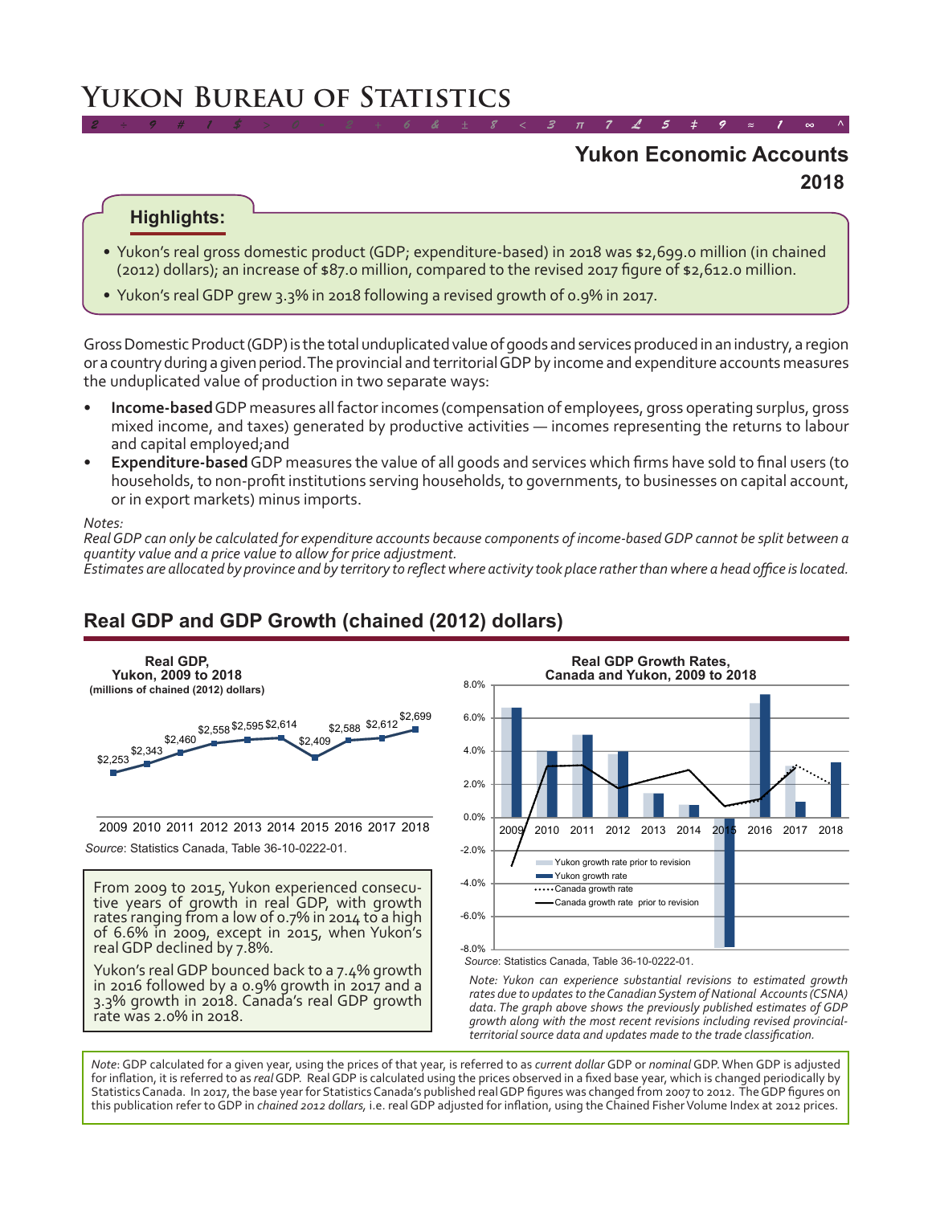# Yukon Bureau of Statistics

## Yukon Economic Accounts 2018

### Highlights:

- Yukon's real gross domestic product (GDP; expenditure-based) in 2018 was $2,699.0 million (in chained (2012) dollars); an increase of $87.0 million, compared to the revised 2017 figure of $2,612.0 million.
- Yukon's real GDP grew 3.3% in 2018 following a revised growth of 0.9% in 2017.

Gross Domestic Product (GDP) is the total unduplicated value of goods and services produced in an industry, a region or a country during a given period. The provincial and territorial GDP by income and expenditure accounts measures the unduplicated value of production in two separate ways:

- **Income-based** GDP measures all factor incomes (compensation of employees, gross operating surplus, gross mixed income, and taxes) generated by productive activities — incomes representing the returns to labour and capital employed;and
- **Expenditure-based** GDP measures the value of all goods and services which firms have sold to final users (to households, to non-profit institutions serving households, to governments, to businesses on capital account, or in export markets) minus imports.

*Notes:*
*Real GDP can only be calculated for expenditure accounts because components of income-based GDP cannot be split between a quantity value and a price value to allow for price adjustment.*
*Estimates are allocated by province and by territory to reflect where activity took place rather than where a head office is located.*

## Real GDP and GDP Growth (chained (2012) dollars)

**Real GDP, Yukon, 2009 to 2018**
**(millions of chained (2012) dollars)**

| 2009 | 2010 | 2011 | 2012 | 2013 | 2014 | 2015 | 2016 | 2017 | 2018 |
|---|---|---|---|---|---|---|---|---|---|
| $2,253 | $2,343 | $2,460 | $2,558 | $2,595 | $2,614 | $2,409 | $2,588 | $2,612 | $2,699 |

*Source*: Statistics Canada, Table 36-10-0222-01.

From 2009 to 2015, Yukon experienced consecutive years of growth in real GDP, with growth rates ranging from a low of 0.7% in 2014 to a high of 6.6% in 2009, except in 2015, when Yukon's real GDP declined by 7.8%.

Yukon's real GDP bounced back to a 7.4% growth in 2016 followed by a 0.9% growth in 2017 and a 3.3% growth in 2018. Canada's real GDP growth rate was 2.0% in 2018.

**Real GDP Growth Rates, Canada and Yukon, 2009 to 2018**

Legend: Yukon growth rate prior to revision; Yukon growth rate; Canada growth rate; Canada growth rate prior to revision

*Source*: Statistics Canada, Table 36-10-0222-01.

*Note: Yukon can experience substantial revisions to estimated growth rates due to updates to the Canadian System of National Accounts (CSNA) data. The graph above shows the previously published estimates of GDP growth along with the most recent revisions including revised provincial-territorial source data and updates made to the trade classification.*

*Note*: GDP calculated for a given year, using the prices of that year, is referred to as *current dollar* GDP or *nominal* GDP. When GDP is adjusted for inflation, it is referred to as *real* GDP. Real GDP is calculated using the prices observed in a fixed base year, which is changed periodically by Statistics Canada. In 2017, the base year for Statistics Canada's published real GDP figures was changed from 2007 to 2012. The GDP figures on this publication refer to GDP in *chained 2012 dollars*, i.e. real GDP adjusted for inflation, using the Chained Fisher Volume Index at 2012 prices.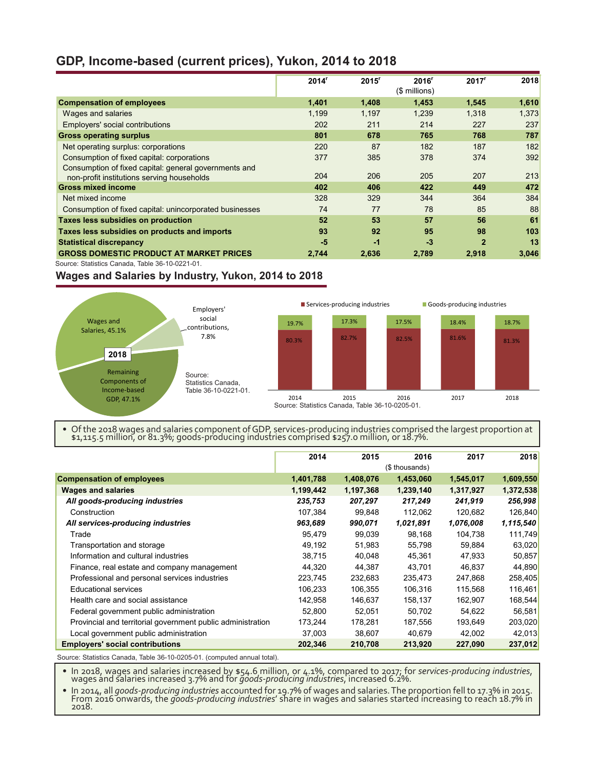## GDP, Income-based (current prices), Yukon, 2014 to 2018

| | 2014[r] | 2015[r] | 2016[r] | 2017[r] | 2018 |
|---|---|---|---|---|---|
| | | | ($ millions) | | |
| **Compensation of employees** | **1,401** | **1,408** | **1,453** | **1,545** | **1,610** |
| Wages and salaries | 1,199 | 1,197 | 1,239 | 1,318 | 1,373 |
| Employers' social contributions | 202 | 211 | 214 | 227 | 237 |
| **Gross operating surplus** | **801** | **678** | **765** | **768** | **787** |
| Net operating surplus: corporations | 220 | 87 | 182 | 187 | 182 |
| Consumption of fixed capital: corporations | 377 | 385 | 378 | 374 | 392 |
| Consumption of fixed capital: general governments and non-profit institutions serving households | 204 | 206 | 205 | 207 | 213 |
| **Gross mixed income** | **402** | **406** | **422** | **449** | **472** |
| Net mixed income | 328 | 329 | 344 | 364 | 384 |
| Consumption of fixed capital: unincorporated businesses | 74 | 77 | 78 | 85 | 88 |
| **Taxes less subsidies on production** | **52** | **53** | **57** | **56** | **61** |
| **Taxes less subsidies on products and imports** | **93** | **92** | **95** | **98** | **103** |
| **Statistical discrepancy** | **-5** | **-1** | **-3** | **2** | **13** |
| **GROSS DOMESTIC PRODUCT AT MARKET PRICES** | **2,744** | **2,636** | **2,789** | **2,918** | **3,046** |

Source: Statistics Canada, Table 36-10-0221-01.

## Wages and Salaries by Industry, Yukon, 2014 to 2018

2018: Wages and Salaries, 45.1%; Employers' social contributions, 7.8%; Remaining Components of Income-based GDP, 47.1%

Source: Statistics Canada, Table 36-10-0221-01.

| | 2014 | 2015 | 2016 | 2017 | 2018 |
|---|---|---|---|---|---|
| Services-producing industries | 80.3% | 82.7% | 82.5% | 81.6% | 81.3% |
| Goods-producing industries | 19.7% | 17.3% | 17.5% | 18.4% | 18.7% |

Source: Statistics Canada, Table 36-10-0205-01.

- Of the 2018 wages and salaries component of GDP, services-producing industries comprised the largest proportion at $1,115.5 million, or 81.3%; goods-producing industries comprised $257.0 million, or 18.7%.

| | 2014 | 2015 | 2016 | 2017 | 2018 |
|---|---|---|---|---|---|
| | | | ($ thousands) | | |
| **Compensation of employees** | **1,401,788** | **1,408,076** | **1,453,060** | **1,545,017** | **1,609,550** |
| **Wages and salaries** | **1,199,442** | **1,197,368** | **1,239,140** | **1,317,927** | **1,372,538** |
| ***All goods-producing industries*** | ***235,753*** | ***207,297*** | ***217,249*** | ***241,919*** | ***256,998*** |
| Construction | 107,384 | 99,848 | 112,062 | 120,682 | 126,840 |
| ***All services-producing industries*** | ***963,689*** | ***990,071*** | ***1,021,891*** | ***1,076,008*** | ***1,115,540*** |
| Trade | 95,479 | 99,039 | 98,168 | 104,738 | 111,749 |
| Transportation and storage | 49,192 | 51,983 | 55,798 | 59,884 | 63,020 |
| Information and cultural industries | 38,715 | 40,048 | 45,361 | 47,933 | 50,857 |
| Finance, real estate and company management | 44,320 | 44,387 | 43,701 | 46,837 | 44,890 |
| Professional and personal services industries | 223,745 | 232,683 | 235,473 | 247,868 | 258,405 |
| Educational services | 106,233 | 106,355 | 106,316 | 115,568 | 116,461 |
| Health care and social assistance | 142,958 | 146,637 | 158,137 | 162,907 | 168,544 |
| Federal government public administration | 52,800 | 52,051 | 50,702 | 54,622 | 56,581 |
| Provincial and territorial government public administration | 173,244 | 178,281 | 187,556 | 193,649 | 203,020 |
| Local government public administration | 37,003 | 38,607 | 40,679 | 42,002 | 42,013 |
| **Employers' social contributions** | **202,346** | **210,708** | **213,920** | **227,090** | **237,012** |

Source: Statistics Canada, Table 36-10-0205-01. (computed annual total).

- In 2018, wages and salaries increased by $54.6 million, or 4.1%, compared to 2017; for *services-producing industries*, wages and salaries increased 3.7% and for *goods-producing industries*, increased 6.2%.
- In 2014, all *goods-producing industries* accounted for 19.7% of wages and salaries. The proportion fell to 17.3% in 2015. From 2016 onwards, the *goods-producing industries*' share in wages and salaries started increasing to reach 18.7% in 2018.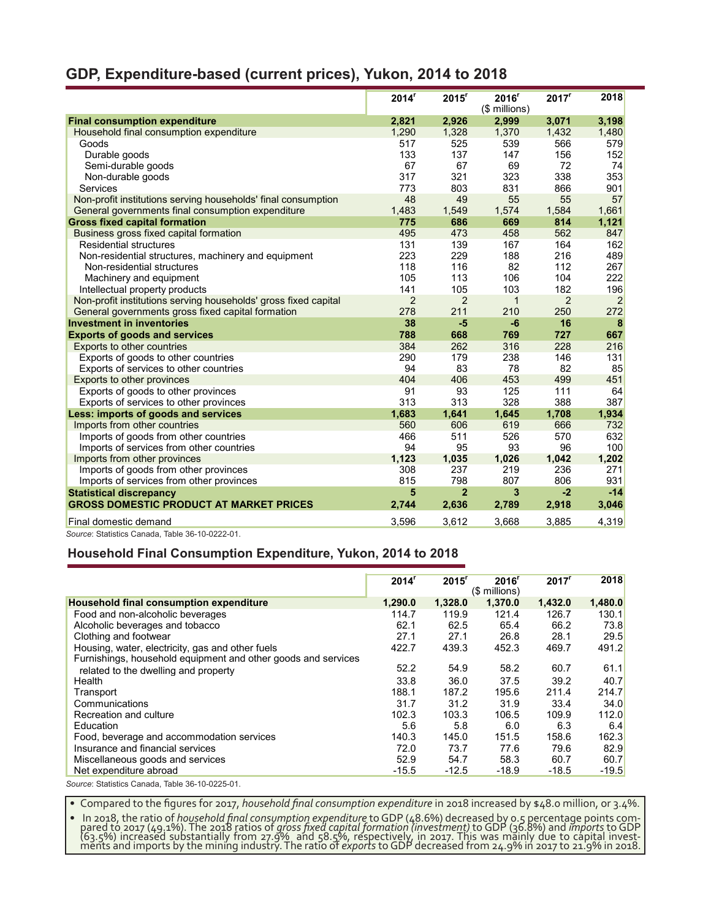## GDP, Expenditure-based (current prices), Yukon, 2014 to 2018

| | 2014[r] | 2015[r] | 2016[r] ($ millions) | 2017[r] | 2018 |
|---|---|---|---|---|---|
| **Final consumption expenditure** | **2,821** | **2,926** | **2,999** | **3,071** | **3,198** |
| Household final consumption expenditure | 1,290 | 1,328 | 1,370 | 1,432 | 1,480 |
| Goods | 517 | 525 | 539 | 566 | 579 |
| Durable goods | 133 | 137 | 147 | 156 | 152 |
| Semi-durable goods | 67 | 67 | 69 | 72 | 74 |
| Non-durable goods | 317 | 321 | 323 | 338 | 353 |
| Services | 773 | 803 | 831 | 866 | 901 |
| Non-profit institutions serving households' final consumption | 48 | 49 | 55 | 55 | 57 |
| General governments final consumption expenditure | 1,483 | 1,549 | 1,574 | 1,584 | 1,661 |
| **Gross fixed capital formation** | **775** | **686** | **669** | **814** | **1,121** |
| Business gross fixed capital formation | 495 | 473 | 458 | 562 | 847 |
| Residential structures | 131 | 139 | 167 | 164 | 162 |
| Non-residential structures, machinery and equipment | 223 | 229 | 188 | 216 | 489 |
| Non-residential structures | 118 | 116 | 82 | 112 | 267 |
| Machinery and equipment | 105 | 113 | 106 | 104 | 222 |
| Intellectual property products | 141 | 105 | 103 | 182 | 196 |
| Non-profit institutions serving households' gross fixed capital | 2 | 2 | 1 | 2 | 2 |
| General governments gross fixed capital formation | 278 | 211 | 210 | 250 | 272 |
| **Investment in inventories** | **38** | **-5** | **-6** | **16** | **8** |
| **Exports of goods and services** | **788** | **668** | **769** | **727** | **667** |
| Exports to other countries | 384 | 262 | 316 | 228 | 216 |
| Exports of goods to other countries | 290 | 179 | 238 | 146 | 131 |
| Exports of services to other countries | 94 | 83 | 78 | 82 | 85 |
| Exports to other provinces | 404 | 406 | 453 | 499 | 451 |
| Exports of goods to other provinces | 91 | 93 | 125 | 111 | 64 |
| Exports of services to other provinces | 313 | 313 | 328 | 388 | 387 |
| **Less: imports of goods and services** | **1,683** | **1,641** | **1,645** | **1,708** | **1,934** |
| Imports from other countries | 560 | 606 | 619 | 666 | 732 |
| Imports of goods from other countries | 466 | 511 | 526 | 570 | 632 |
| Imports of services from other countries | 94 | 95 | 93 | 96 | 100 |
| Imports from other provinces | **1,123** | **1,035** | **1,026** | **1,042** | **1,202** |
| Imports of goods from other provinces | 308 | 237 | 219 | 236 | 271 |
| Imports of services from other provinces | 815 | 798 | 807 | 806 | 931 |
| **Statistical discrepancy** | **5** | **2** | **3** | **-2** | **-14** |
| **GROSS DOMESTIC PRODUCT AT MARKET PRICES** | **2,744** | **2,636** | **2,789** | **2,918** | **3,046** |
| Final domestic demand | 3,596 | 3,612 | 3,668 | 3,885 | 4,319 |

*Source*: Statistics Canada, Table 36-10-0222-01.

## Household Final Consumption Expenditure, Yukon, 2014 to 2018

| | 2014[r] | 2015[r] | 2016[r] ($ millions) | 2017[r] | 2018 |
|---|---|---|---|---|---|
| **Household final consumption expenditure** | **1,290.0** | **1,328.0** | **1,370.0** | **1,432.0** | **1,480.0** |
| Food and non-alcoholic beverages | 114.7 | 119.9 | 121.4 | 126.7 | 130.1 |
| Alcoholic beverages and tobacco | 62.1 | 62.5 | 65.4 | 66.2 | 73.8 |
| Clothing and footwear | 27.1 | 27.1 | 26.8 | 28.1 | 29.5 |
| Housing, water, electricity, gas and other fuels | 422.7 | 439.3 | 452.3 | 469.7 | 491.2 |
| Furnishings, household equipment and other goods and services related to the dwelling and property | 52.2 | 54.9 | 58.2 | 60.7 | 61.1 |
| Health | 33.8 | 36.0 | 37.5 | 39.2 | 40.7 |
| Transport | 188.1 | 187.2 | 195.6 | 211.4 | 214.7 |
| Communications | 31.7 | 31.2 | 31.9 | 33.4 | 34.0 |
| Recreation and culture | 102.3 | 103.3 | 106.5 | 109.9 | 112.0 |
| Education | 5.6 | 5.8 | 6.0 | 6.3 | 6.4 |
| Food, beverage and accommodation services | 140.3 | 145.0 | 151.5 | 158.6 | 162.3 |
| Insurance and financial services | 72.0 | 73.7 | 77.6 | 79.6 | 82.9 |
| Miscellaneous goods and services | 52.9 | 54.7 | 58.3 | 60.7 | 60.7 |
| Net expenditure abroad | -15.5 | -12.5 | -18.9 | -18.5 | -19.5 |

*Source*: Statistics Canada, Table 36-10-0225-01.

- Compared to the figures for 2017, *household final consumption expenditure* in 2018 increased by $48.0 million, or 3.4%.
- In 2018, the ratio of *household final consumption expenditure* to GDP (48.6%) decreased by 0.5 percentage points compared to 2017 (49.1%). The 2018 ratios of *gross fixed capital formation (investment)* to GDP (36.8%) and *imports* to GDP (63.5%) increased substantially from 27.9% and 58.5%, respectively, in 2017. This was mainly due to capital investments and imports by the mining industry. The ratio of *exports* to GDP decreased from 24.9% in 2017 to 21.9% in 2018.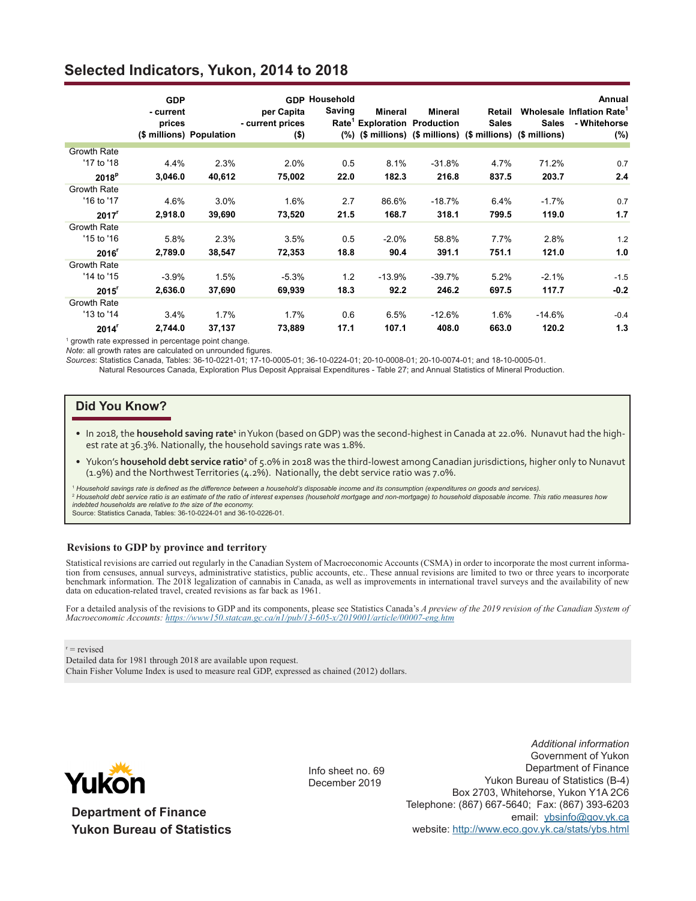## Selected Indicators, Yukon, 2014 to 2018

| | GDP - current prices ($ millions) | Population | GDP per Capita - current prices ($) | Household Saving Rate[1] (%) | Mineral Exploration ($ millions) | Mineral Production ($ millions) | Retail Sales ($ millions) | Wholesale Sales ($ millions) | Annual Inflation Rate[1] - Whitehorse (%) |
|---|---|---|---|---|---|---|---|---|---|
| Growth Rate '17 to '18 | 4.4% | 2.3% | 2.0% | 0.5 | 8.1% | -31.8% | 4.7% | 71.2% | 0.7 |
| **2018[p]** | **3,046.0** | **40,612** | **75,002** | **22.0** | **182.3** | **216.8** | **837.5** | **203.7** | **2.4** |
| Growth Rate '16 to '17 | 4.6% | 3.0% | 1.6% | 2.7 | 86.6% | -18.7% | 6.4% | -1.7% | 0.7 |
| **2017[r]** | **2,918.0** | **39,690** | **73,520** | **21.5** | **168.7** | **318.1** | **799.5** | **119.0** | **1.7** |
| Growth Rate '15 to '16 | 5.8% | 2.3% | 3.5% | 0.5 | -2.0% | 58.8% | 7.7% | 2.8% | 1.2 |
| **2016[r]** | **2,789.0** | **38,547** | **72,353** | **18.8** | **90.4** | **391.1** | **751.1** | **121.0** | **1.0** |
| Growth Rate '14 to '15 | -3.9% | 1.5% | -5.3% | 1.2 | -13.9% | -39.7% | 5.2% | -2.1% | -1.5 |
| **2015[r]** | **2,636.0** | **37,690** | **69,939** | **18.3** | **92.2** | **246.2** | **697.5** | **117.7** | **-0.2** |
| Growth Rate '13 to '14 | 3.4% | 1.7% | 1.7% | 0.6 | 6.5% | -12.6% | 1.6% | -14.6% | -0.4 |
| **2014[r]** | **2,744.0** | **37,137** | **73,889** | **17.1** | **107.1** | **408.0** | **663.0** | **120.2** | **1.3** |

[1] growth rate expressed in percentage point change.

*Note*: all growth rates are calculated on unrounded figures.

*Sources*: Statistics Canada, Tables: 36-10-0221-01; 17-10-0005-01; 36-10-0224-01; 20-10-0008-01; 20-10-0074-01; and 18-10-0005-01.
Natural Resources Canada, Exploration Plus Deposit Appraisal Expenditures - Table 27; and Annual Statistics of Mineral Production.

### Did You Know?

- In 2018, the **household saving rate**[1] in Yukon (based on GDP) was the second-highest in Canada at 22.0%. Nunavut had the highest rate at 36.3%. Nationally, the household savings rate was 1.8%.
- Yukon's **household debt service ratio**[2] of 5.0% in 2018 was the third-lowest among Canadian jurisdictions, higher only to Nunavut (1.9%) and the Northwest Territories (4.2%). Nationally, the debt service ratio was 7.0%.

[1] *Household savings rate is defined as the difference between a household's disposable income and its consumption (expenditures on goods and services).*
[2] *Household debt service ratio is an estimate of the ratio of interest expenses (household mortgage and non-mortgage) to household disposable income. This ratio measures how indebted households are relative to the size of the economy.*
Source: Statistics Canada, Tables: 36-10-0224-01 and 36-10-0226-01.

### Revisions to GDP by province and territory

Statistical revisions are carried out regularly in the Canadian System of Macroeconomic Accounts (CSMA) in order to incorporate the most current information from censuses, annual surveys, administrative statistics, public accounts, etc.. These annual revisions are limited to two or three years to incorporate benchmark information. The 2018 legalization of cannabis in Canada, as well as improvements in international travel surveys and the availability of new data on education-related travel, created revisions as far back as 1961.

For a detailed analysis of the revisions to GDP and its components, please see Statistics Canada's *A preview of the 2019 revision of the Canadian System of Macroeconomic Accounts: https://www150.statcan.gc.ca/n1/pub/13-605-x/2019001/article/00007-eng.htm*

[r] = revised
Detailed data for 1981 through 2018 are available upon request.
Chain Fisher Volume Index is used to measure real GDP, expressed as chained (2012) dollars.

Yukon

**Department of Finance**
**Yukon Bureau of Statistics**

Info sheet no. 69
December 2019

*Additional information*
Government of Yukon
Department of Finance
Yukon Bureau of Statistics (B-4)
Box 2703, Whitehorse, Yukon Y1A 2C6
Telephone: (867) 667-5640; Fax: (867) 393-6203
email: ybsinfo@gov.yk.ca
website: http://www.eco.gov.yk.ca/stats/ybs.html